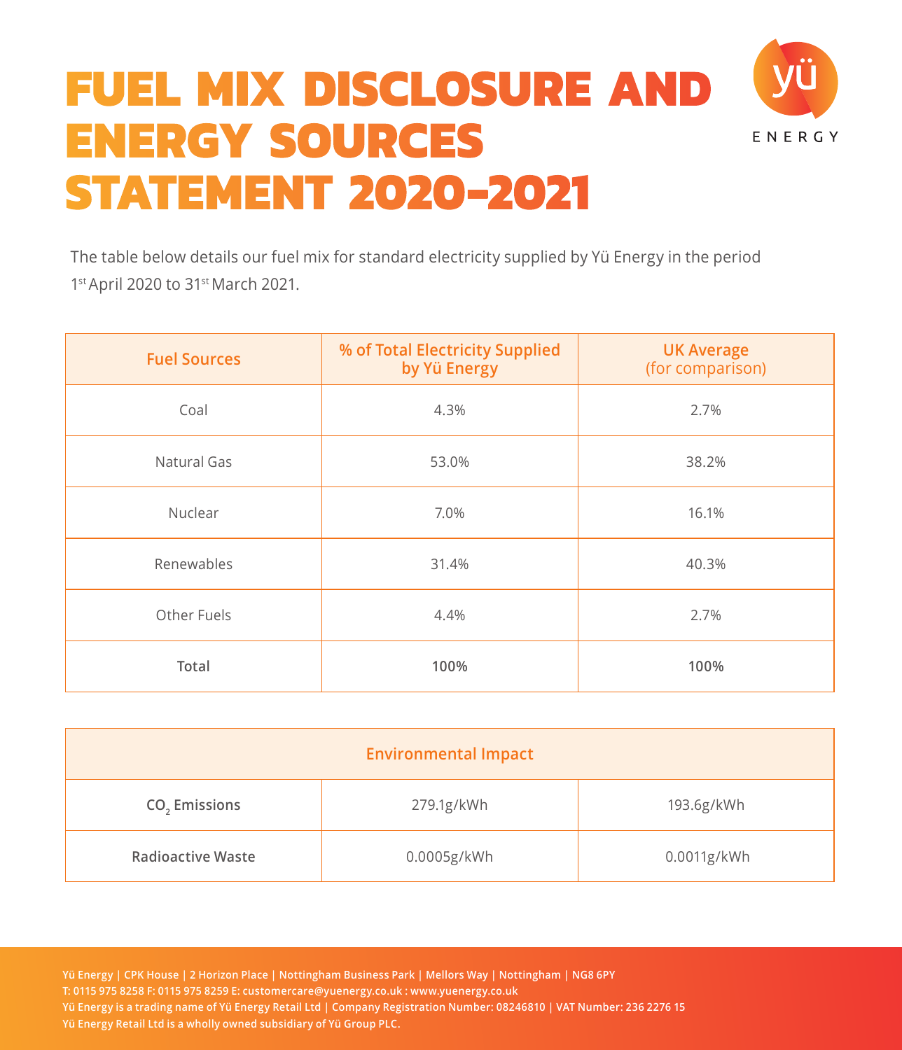# FUEL MIX DISCLOSURE AND ENERGY SOURCES STATEMENT 2020-2021

yü ENERGY

The table below details our fuel mix for standard electricity supplied by Yü Energy in the period 1st April 2020 to 31st March 2021.

| Fuel Sources | % of Total Electricity Supplied by Yü Energy | UK Average (for comparison) |
|---|---|---|
| Coal | 4.3% | 2.7% |
| Natural Gas | 53.0% | 38.2% |
| Nuclear | 7.0% | 16.1% |
| Renewables | 31.4% | 40.3% |
| Other Fuels | 4.4% | 2.7% |
| **Total** | **100%** | **100%** |

| Environmental Impact | | |
|---|---|---|
| **$CO_2$ Emissions** | 279.1g/kWh | 193.6g/kWh |
| **Radioactive Waste** | 0.0005g/kWh | 0.0011g/kWh |

Yü Energy | CPK House | 2 Horizon Place | Nottingham Business Park | Mellors Way | Nottingham | NG8 6PY
T: 0115 975 8258 F: 0115 975 8259 E: customercare@yuenergy.co.uk : www.yuenergy.co.uk
Yü Energy is a trading name of Yü Energy Retail Ltd | Company Registration Number: 08246810 | VAT Number: 236 2276 15
Yü Energy Retail Ltd is a wholly owned subsidiary of Yü Group PLC.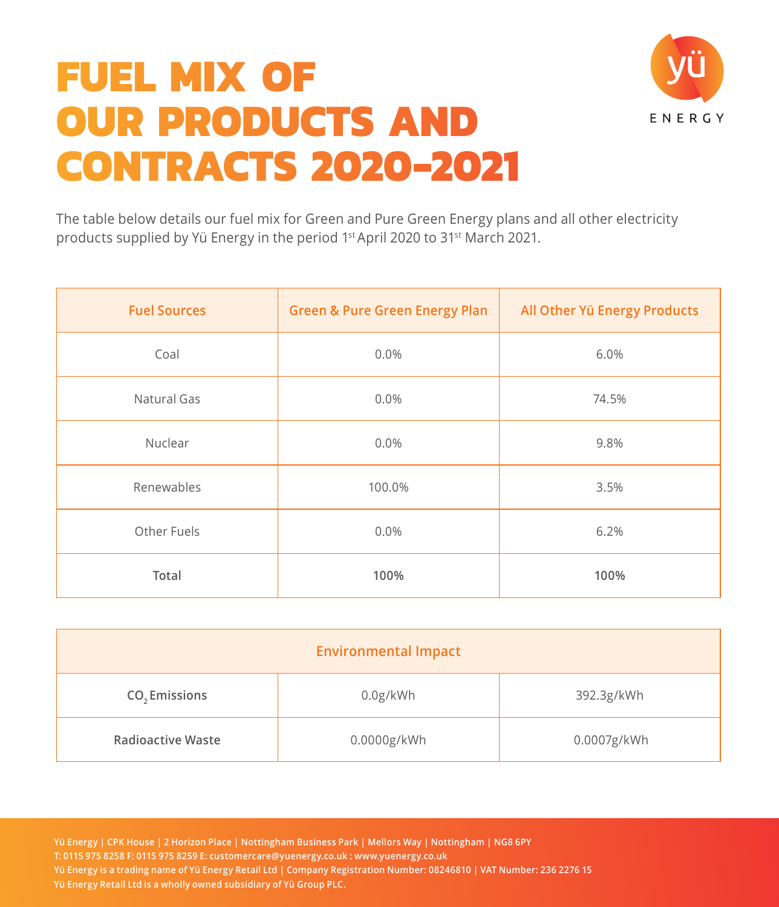# FUEL MIX OF OUR PRODUCTS AND CONTRACTS 2020-2021

The table below details our fuel mix for Green and Pure Green Energy plans and all other electricity products supplied by Yü Energy in the period 1st April 2020 to 31st March 2021.

| Fuel Sources | Green & Pure Green Energy Plan | All Other Yü Energy Products |
|---|---|---|
| Coal | 0.0% | 6.0% |
| Natural Gas | 0.0% | 74.5% |
| Nuclear | 0.0% | 9.8% |
| Renewables | 100.0% | 3.5% |
| Other Fuels | 0.0% | 6.2% |
| **Total** | **100%** | **100%** |

| Environmental Impact | | |
|---|---|---|
| **$CO_2$ Emissions** | 0.0g/kWh | 392.3g/kWh |
| **Radioactive Waste** | 0.0000g/kWh | 0.0007g/kWh |

Yü Energy | CPK House | 2 Horizon Place | Nottingham Business Park | Mellors Way | Nottingham | NG8 6PY
T: 0115 975 8258 F: 0115 975 8259 E: customercare@yuenergy.co.uk : www.yuenergy.co.uk
Yü Energy is a trading name of Yü Energy Retail Ltd | Company Registration Number: 08246810 | VAT Number: 236 2276 15
Yü Energy Retail Ltd is a wholly owned subsidiary of Yü Group PLC.